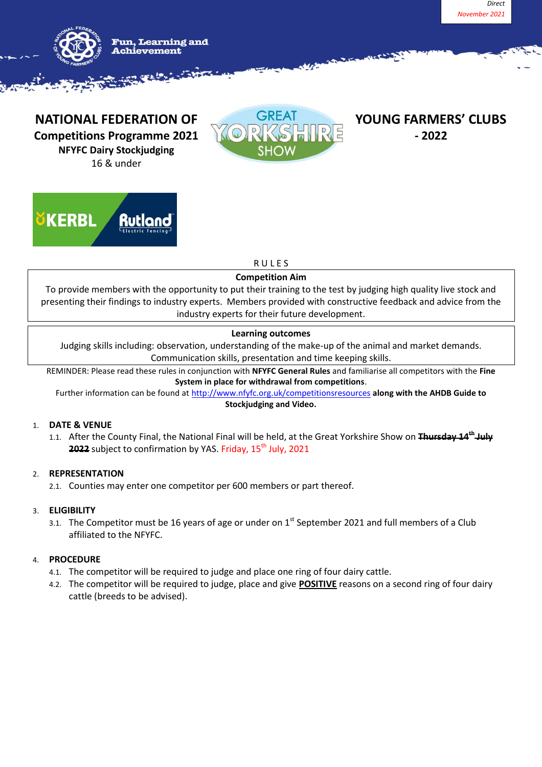*Direct*
*November 2021*

Fun, Learning and Achievement

# NATIONAL FEDERATION OF YOUNG FARMERS' CLUBS

## Competitions Programme 2021 - 2022

### NFYFC Dairy Stockjudging

16 & under

RULES

| **Competition Aim** |
|---|
| To provide members with the opportunity to put their training to the test by judging high quality live stock and presenting their findings to industry experts. Members provided with constructive feedback and advice from the industry experts for their future development. |

| **Learning outcomes** |
|---|
| Judging skills including: observation, understanding of the make-up of the animal and market demands. Communication skills, presentation and time keeping skills. |

REMINDER: Please read these rules in conjunction with **NFYFC General Rules** and familiarise all competitors with the **Fine System in place for withdrawal from competitions**.

Further information can be found at http://www.nfyfc.org.uk/competitionsresources **along with the AHDB Guide to Stockjudging and Video.**

1. **DATE & VENUE**
   1.1. After the County Final, the National Final will be held, at the Great Yorkshire Show on ~~**Thursday 14th July 2022**~~ subject to confirmation by YAS. Friday, 15th July, 2021

2. **REPRESENTATION**
   2.1. Counties may enter one competitor per 600 members or part thereof.

3. **ELIGIBILITY**
   3.1. The Competitor must be 16 years of age or under on 1st September 2021 and full members of a Club affiliated to the NFYFC.

4. **PROCEDURE**
   4.1. The competitor will be required to judge and place one ring of four dairy cattle.
   4.2. The competitor will be required to judge, place and give **POSITIVE** reasons on a second ring of four dairy cattle (breeds to be advised).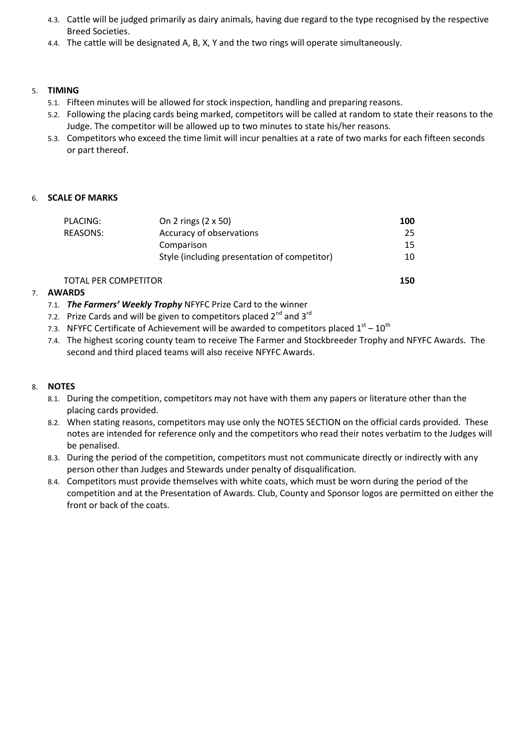4.3. Cattle will be judged primarily as dairy animals, having due regard to the type recognised by the respective Breed Societies.

4.4. The cattle will be designated A, B, X, Y and the two rings will operate simultaneously.

5. **TIMING**

5.1. Fifteen minutes will be allowed for stock inspection, handling and preparing reasons.

5.2. Following the placing cards being marked, competitors will be called at random to state their reasons to the Judge. The competitor will be allowed up to two minutes to state his/her reasons.

5.3. Competitors who exceed the time limit will incur penalties at a rate of two marks for each fifteen seconds or part thereof.

6. **SCALE OF MARKS**

| | | |
|---|---|---|
| PLACING: | On 2 rings (2 x 50) | **100** |
| REASONS: | Accuracy of observations | 25 |
| | Comparison | 15 |
| | Style (including presentation of competitor) | 10 |
| TOTAL PER COMPETITOR | | **150** |

7. **AWARDS**

7.1. ***The Farmers' Weekly Trophy*** NFYFC Prize Card to the winner

7.2. Prize Cards and will be given to competitors placed 2nd and 3rd

7.3. NFYFC Certificate of Achievement will be awarded to competitors placed 1st – 10th

7.4. The highest scoring county team to receive The Farmer and Stockbreeder Trophy and NFYFC Awards. The second and third placed teams will also receive NFYFC Awards.

8. **NOTES**

8.1. During the competition, competitors may not have with them any papers or literature other than the placing cards provided.

8.2. When stating reasons, competitors may use only the NOTES SECTION on the official cards provided. These notes are intended for reference only and the competitors who read their notes verbatim to the Judges will be penalised.

8.3. During the period of the competition, competitors must not communicate directly or indirectly with any person other than Judges and Stewards under penalty of disqualification.

8.4. Competitors must provide themselves with white coats, which must be worn during the period of the competition and at the Presentation of Awards. Club, County and Sponsor logos are permitted on either the front or back of the coats.